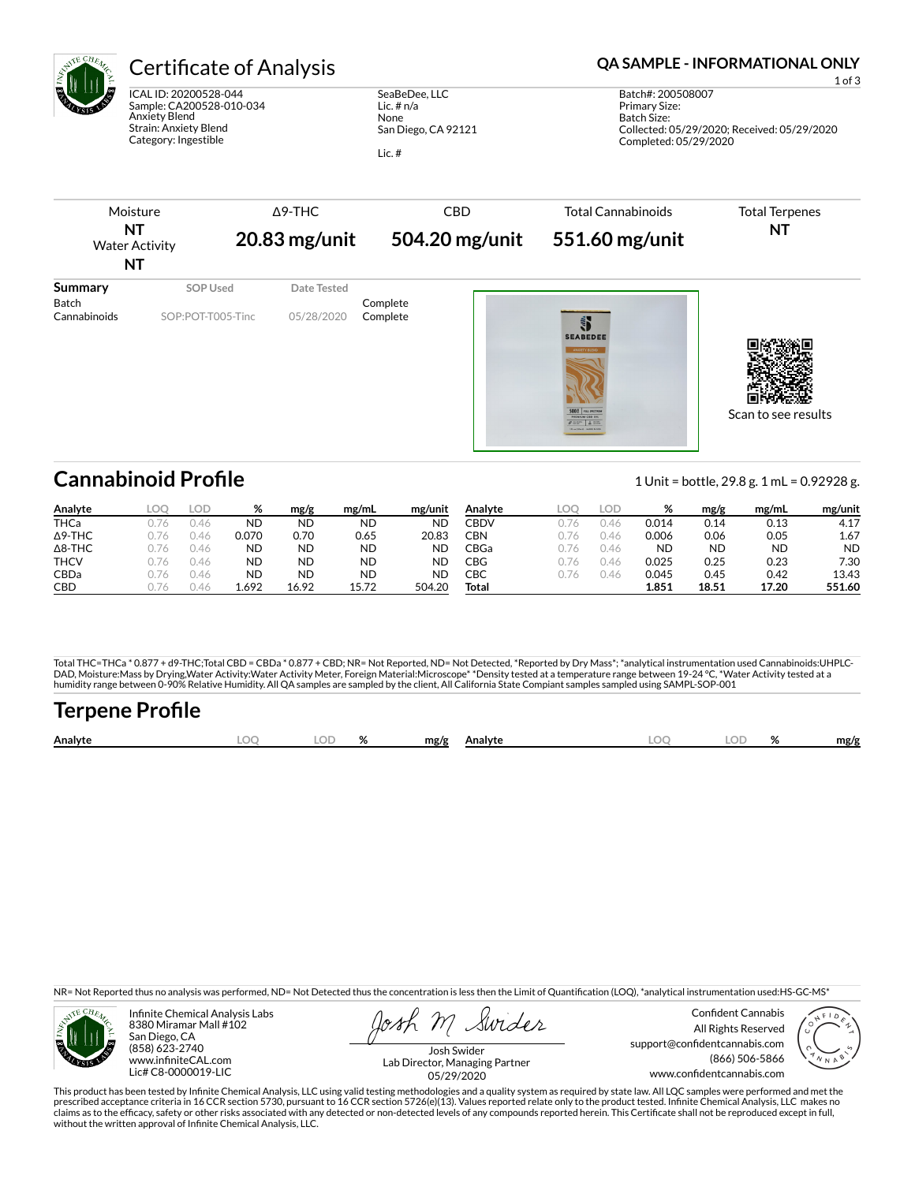# Certificate of Analysis

**QA SAMPLE - INFORMATIONAL ONLY**

ICAL ID: 20200528-044
Sample: CA200528-010-034
Anxiety Blend
Strain: Anxiety Blend
Category: Ingestible

SeaBeDee, LLC
Lic. # n/a
None
San Diego, CA 92121

Lic. #

Batch#: 200508007
Primary Size:
Batch Size:
Collected: 05/29/2020; Received: 05/29/2020
Completed: 05/29/2020

| Moisture | Δ9-THC | CBD | Total Cannabinoids | Total Terpenes |
|---|---|---|---|---|
| **NT** | **20.83 mg/unit** | **504.20 mg/unit** | **551.60 mg/unit** | **NT** |
| Water Activity | | | | |
| **NT** | | | | |

| Summary | SOP Used | Date Tested | |
|---|---|---|---|
| Batch | | | Complete |
| Cannabinoids | SOP:POT-T005-Tinc | 05/28/2020 | Complete |

Scan to see results

## Cannabinoid Profile

1 Unit = bottle, 29.8 g. 1 mL = 0.92928 g.

| Analyte | LOQ | LOD | % | mg/g | mg/mL | mg/unit |
|---|---|---|---|---|---|---|
| THCa | 0.76 | 0.46 | ND | ND | ND | ND |
| Δ9-THC | 0.76 | 0.46 | 0.070 | 0.70 | 0.65 | 20.83 |
| Δ8-THC | 0.76 | 0.46 | ND | ND | ND | ND |
| THCV | 0.76 | 0.46 | ND | ND | ND | ND |
| CBDa | 0.76 | 0.46 | ND | ND | ND | ND |
| CBD | 0.76 | 0.46 | 1.692 | 16.92 | 15.72 | 504.20 |
| CBDV | 0.76 | 0.46 | 0.014 | 0.14 | 0.13 | 4.17 |
| CBN | 0.76 | 0.46 | 0.006 | 0.06 | 0.05 | 1.67 |
| CBGa | 0.76 | 0.46 | ND | ND | ND | ND |
| CBG | 0.76 | 0.46 | 0.025 | 0.25 | 0.23 | 7.30 |
| CBC | 0.76 | 0.46 | 0.045 | 0.45 | 0.42 | 13.43 |
| **Total** | | | **1.851** | **18.51** | **17.20** | **551.60** |

Total THC=THCa * 0.877 + d9-THC;Total CBD = CBDa * 0.877 + CBD; NR= Not Reported, ND= Not Detected, *Reported by Dry Mass*; *analytical instrumentation used Cannabinoids:UHPLC-DAD, Moisture:Mass by Drying,Water Activity:Water Activity Meter, Foreign Material:Microscope* *Density tested at a temperature range between 19-24 °C, *Water Activity tested at a humidity range between 0-90% Relative Humidity. All QA samples are sampled by the client, All California State Compiant samples sampled using SAMPL-SOP-001

## Terpene Profile

| Analyte | LOQ | LOD | % | mg/g | Analyte | LOQ | LOD | % | mg/g |
|---|---|---|---|---|---|---|---|---|---|

NR= Not Reported thus no analysis was performed, ND= Not Detected thus the concentration is less then the Limit of Quantification (LOQ), *analytical instrumentation used:HS-GC-MS*

Infinite Chemical Analysis Labs
8380 Miramar Mall #102
San Diego, CA
(858) 623-2740
www.infiniteCAL.com
Lic# C8-0000019-LIC

Josh Swider
Lab Director, Managing Partner
05/29/2020

Confident Cannabis
All Rights Reserved
support@confidentcannabis.com
(866) 506-5866
www.confidentcannabis.com

This product has been tested by Infinite Chemical Analysis, LLC using valid testing methodologies and a quality system as required by state law. All LQC samples were performed and met the prescribed acceptance criteria in 16 CCR section 5730, pursuant to 16 CCR section 5726(e)(13). Values reported relate only to the product tested. Infinite Chemical Analysis, LLC makes no claims as to the efficacy, safety or other risks associated with any detected or non-detected levels of any compounds reported herein. This Certificate shall not be reproduced except in full, without the written approval of Infinite Chemical Analysis, LLC.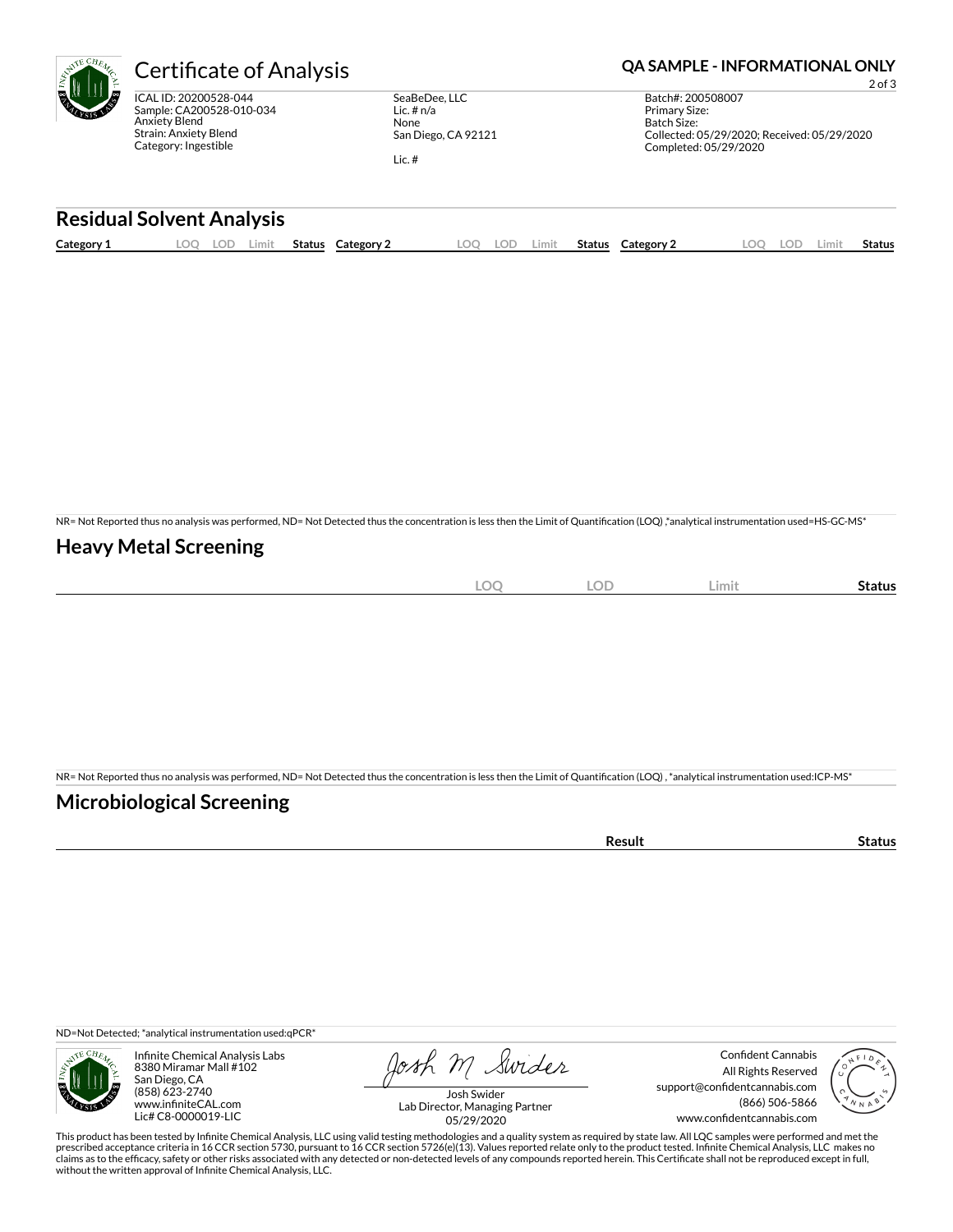# Certificate of Analysis

**QA SAMPLE - INFORMATIONAL ONLY**

ICAL ID: 20200528-044
Sample: CA200528-010-034
Anxiety Blend
Strain: Anxiety Blend
Category: Ingestible

SeaBeDee, LLC
Lic. # n/a
None
San Diego, CA 92121

Lic. #

Batch#: 200508007
Primary Size:
Batch Size:
Collected: 05/29/2020; Received: 05/29/2020
Completed: 05/29/2020

## Residual Solvent Analysis

| Category 1 | LOQ | LOD | Limit | Status | Category 2 | LOQ | LOD | Limit | Status | Category 2 | LOQ | LOD | Limit | Status |
|---|---|---|---|---|---|---|---|---|---|---|---|---|---|---|

NR= Not Reported thus no analysis was performed, ND= Not Detected thus the concentration is less then the Limit of Quantification (LOQ) ,*analytical instrumentation used=HS-GC-MS*

## Heavy Metal Screening

| | LOQ | LOD | Limit | Status |
|---|---|---|---|---|

NR= Not Reported thus no analysis was performed, ND= Not Detected thus the concentration is less then the Limit of Quantification (LOQ) , *analytical instrumentation used:ICP-MS*

## Microbiological Screening

| | Result | Status |
|---|---|---|

ND=Not Detected; *analytical instrumentation used:qPCR*

Infinite Chemical Analysis Labs
8380 Miramar Mall #102
San Diego, CA
(858) 623-2740
www.infiniteCAL.com
Lic# C8-0000019-LIC

Josh Swider
Lab Director, Managing Partner
05/29/2020

Confident Cannabis
All Rights Reserved
support@confidentcannabis.com
(866) 506-5866
www.confidentcannabis.com

This product has been tested by Infinite Chemical Analysis, LLC using valid testing methodologies and a quality system as required by state law. All LQC samples were performed and met the prescribed acceptance criteria in 16 CCR section 5730, pursuant to 16 CCR section 5726(e)(13). Values reported relate only to the product tested. Infinite Chemical Analysis, LLC makes no claims as to the efficacy, safety or other risks associated with any detected or non-detected levels of any compounds reported herein. This Certificate shall not be reproduced except in full, without the written approval of Infinite Chemical Analysis, LLC.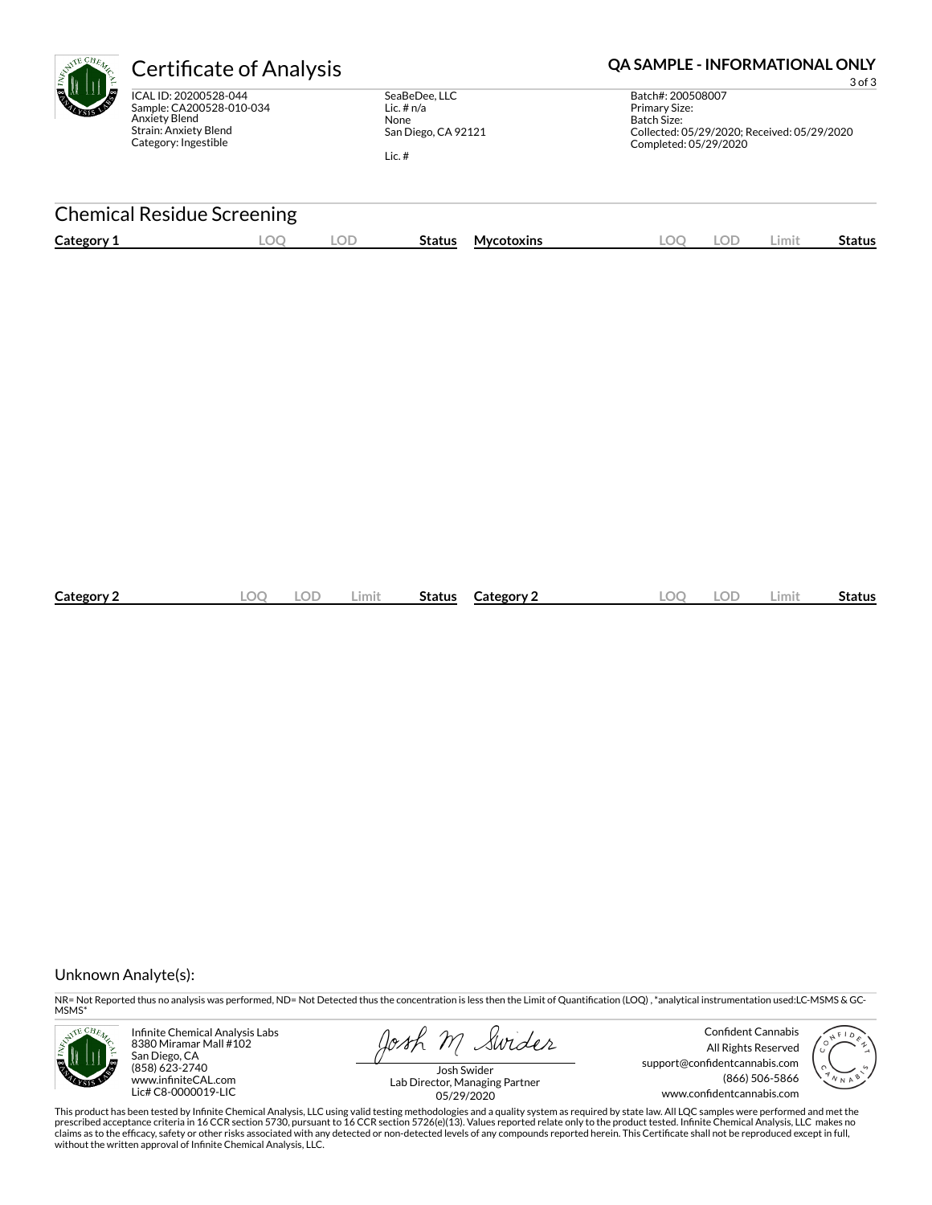# Certificate of Analysis

**QA SAMPLE - INFORMATIONAL ONLY**

ICAL ID: 20200528-044
Sample: CA200528-010-034
Anxiety Blend
Strain: Anxiety Blend
Category: Ingestible

SeaBeDee, LLC
Lic. # n/a
None
San Diego, CA 92121

Lic. #

Batch#: 200508007
Primary Size:
Batch Size:
Collected: 05/29/2020; Received: 05/29/2020
Completed: 05/29/2020

## Chemical Residue Screening

| Category 1 | LOQ | LOD | Status |
|---|---|---|---|

| Mycotoxins | LOQ | LOD | Limit | Status |
|---|---|---|---|---|

| Category 2 | LOQ | LOD | Limit | Status |
|---|---|---|---|---|

| Category 2 | LOQ | LOD | Limit | Status |
|---|---|---|---|---|

Unknown Analyte(s):

NR= Not Reported thus no analysis was performed, ND= Not Detected thus the concentration is less then the Limit of Quantification (LOQ) , *analytical instrumentation used:LC-MSMS & GC-MSMS*

Infinite Chemical Analysis Labs
8380 Miramar Mall #102
San Diego, CA
(858) 623-2740
www.infiniteCAL.com
Lic# C8-0000019-LIC

Josh Swider
Lab Director, Managing Partner
05/29/2020

Confident Cannabis
All Rights Reserved
support@confidentcannabis.com
(866) 506-5866
www.confidentcannabis.com

This product has been tested by Infinite Chemical Analysis, LLC using valid testing methodologies and a quality system as required by state law. All LQC samples were performed and met the prescribed acceptance criteria in 16 CCR section 5730, pursuant to 16 CCR section 5726(e)(13). Values reported relate only to the product tested. Infinite Chemical Analysis, LLC makes no claims as to the efficacy, safety or other risks associated with any detected or non-detected levels of any compounds reported herein. This Certificate shall not be reproduced except in full, without the written approval of Infinite Chemical Analysis, LLC.